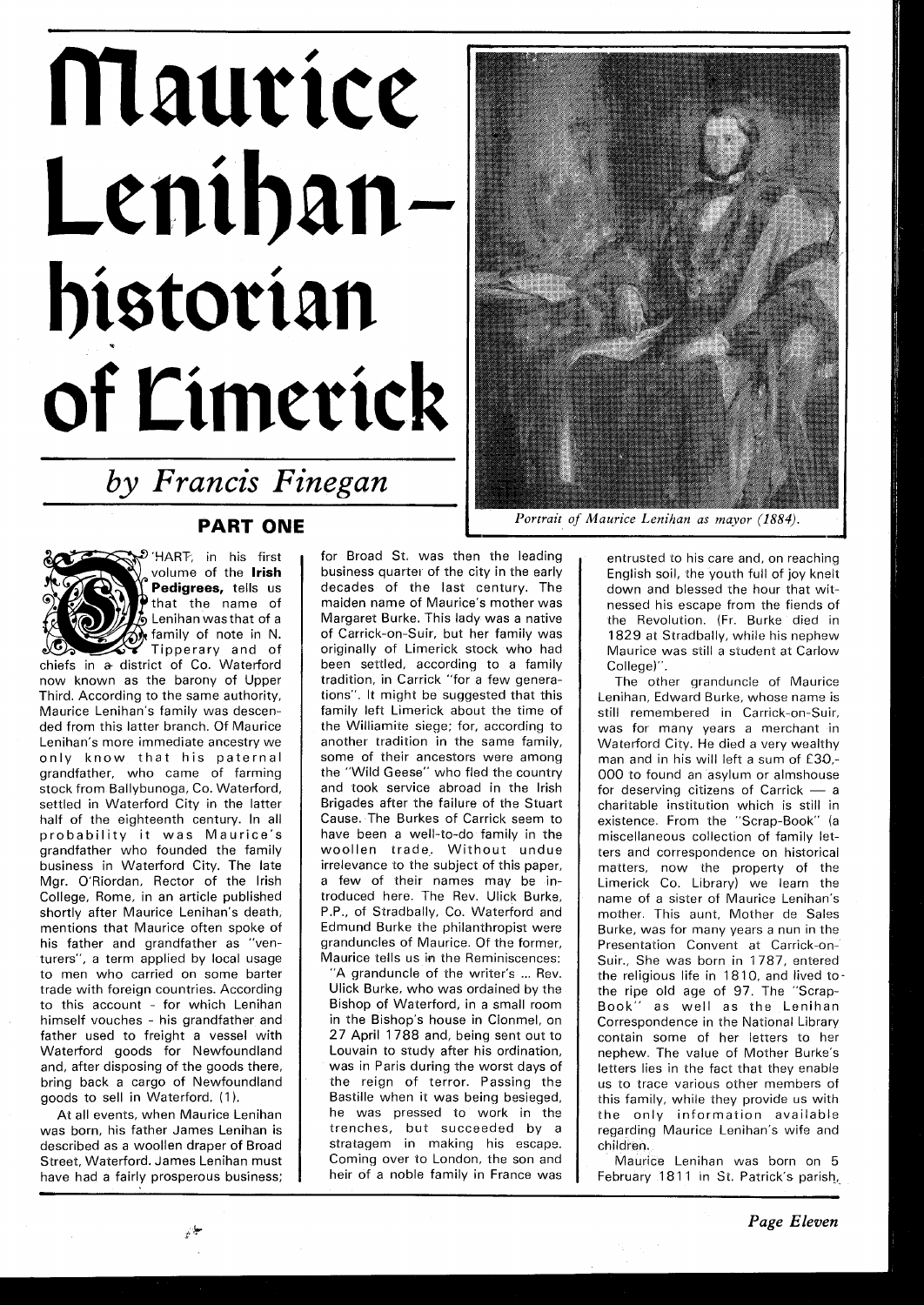# Maurice Lenihan– historian of Limerick

## *by Francis Finegan*

### PART ONE

*Portrait of Maurice Lenihan as mayor (1884).*

O'HART, in his first volume of the **Irish Pedigrees,** tells us that the name of Lenihan was that of a family of note in N. Tipperary and of chiefs in a district of Co. Waterford now known as the barony of Upper Third. According to the same authority, Maurice Lenihan's family was descended from this latter branch. Of Maurice Lenihan's more immediate ancestry we only know that his paternal grandfather, who came of farming stock from Ballybunoga, Co. Waterford, settled in Waterford City in the latter half of the eighteenth century. In all probability it was Maurice's grandfather who founded the family business in Waterford City. The late Mgr. O'Riordan, Rector of the Irish College, Rome, in an article published shortly after Maurice Lenihan's death, mentions that Maurice often spoke of his father and grandfather as "venturers", a term applied by local usage to men who carried on some barter trade with foreign countries. According to this account - for which Lenihan himself vouches - his grandfather and father used to freight a vessel with Waterford goods for Newfoundland and, after disposing of the goods there, bring back a cargo of Newfoundland goods to sell in Waterford. (1).

At all events, when Maurice Lenihan was born, his father James Lenihan is described as a woollen draper of Broad Street, Waterford. James Lenihan must have had a fairly prosperous business; for Broad St. was then the leading business quarter of the city in the early decades of the last century. The maiden name of Maurice's mother was Margaret Burke. This lady was a native of Carrick-on-Suir, but her family was originally of Limerick stock who had been settled, according to a family tradition, in Carrick "for a few generations". It might be suggested that this family left Limerick about the time of the Williamite siege; for, according to another tradition in the same family, some of their ancestors were among the "Wild Geese" who fled the country and took service abroad in the Irish Brigades after the failure of the Stuart Cause. The Burkes of Carrick seem to have been a well-to-do family in the woollen trade. Without undue irrelevance to the subject of this paper, a few of their names may be introduced here. The Rev. Ulick Burke, P.P., of Stradbally, Co. Waterford and Edmund Burke the philanthropist were granduncles of Maurice. Of the former, Maurice tells us in the Reminiscences:

"A granduncle of the writer's ... Rev. Ulick Burke, who was ordained by the Bishop of Waterford, in a small room in the Bishop's house in Clonmel, on 27 April 1788 and, being sent out to Louvain to study after his ordination, was in Paris during the worst days of the reign of terror. Passing the Bastille when it was being besieged, he was pressed to work in the trenches, but succeeded by a stratagem in making his escape. Coming over to London, the son and heir of a noble family in France was entrusted to his care and, on reaching English soil, the youth full of joy knelt down and blessed the hour that witnessed his escape from the fiends of the Revolution. (Fr. Burke died in 1829 at Stradbally, while his nephew Maurice was still a student at Carlow College)".

The other granduncle of Maurice Lenihan, Edward Burke, whose name is still remembered in Carrick-on-Suir, was for many years a merchant in Waterford City. He died a very wealthy man and in his will left a sum of £30,-000 to found an asylum or almshouse for deserving citizens of Carrick — a charitable institution which is still in existence. From the "Scrap-Book" (a miscellaneous collection of family letters and correspondence on historical matters, now the property of the Limerick Co. Library) we learn the name of a sister of Maurice Lenihan's mother. This aunt, Mother de Sales Burke, was for many years a nun in the Presentation Convent at Carrick-on-Suir., She was born in 1787, entered the religious life in 1810, and lived to the ripe old age of 97. The "Scrap-Book" as well as the Lenihan Correspondence in the National Library contain some of her letters to her nephew. The value of Mother Burke's letters lies in the fact that they enable us to trace various other members of this family, while they provide us with the only information available regarding Maurice Lenihan's wife and children.

Maurice Lenihan was born on 5 February 1811 in St. Patrick's parish,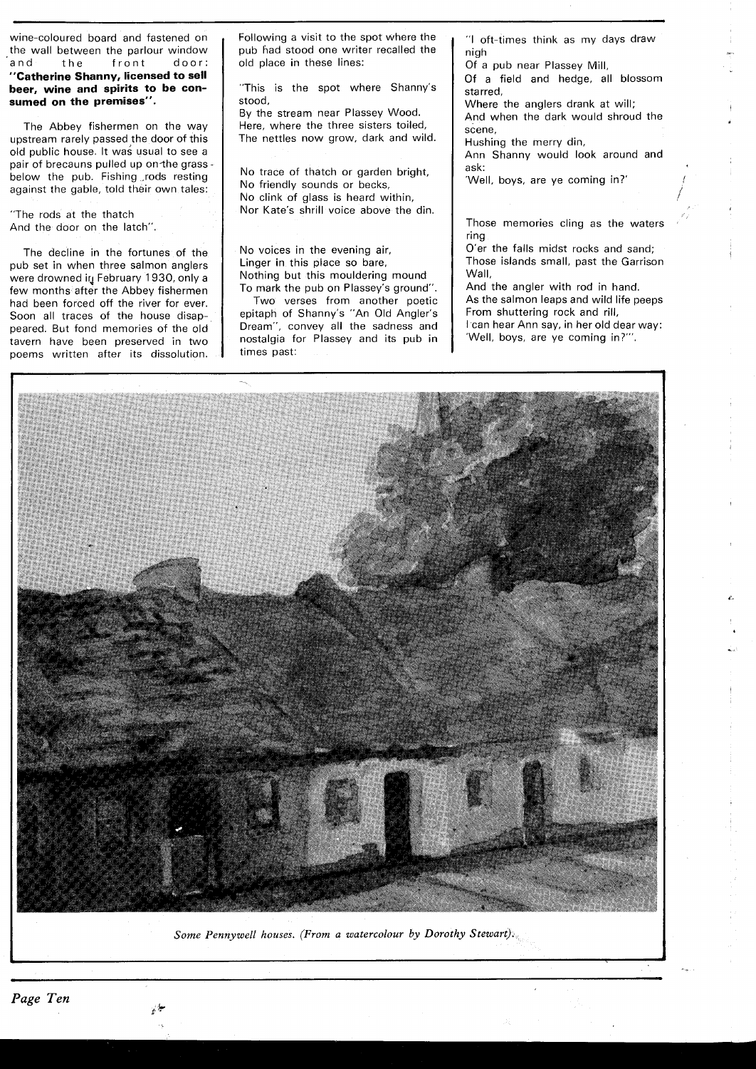wine-coloured board and fastened on the wall between the parlour window and the front door: **"Catherine Shanny, licensed to sell beer, wine and spirits to be consumed on the premises".**

The Abbey fishermen on the way upstream rarely passed the door of this old public house. It was usual to see a pair of brecauns pulled up on the grass below the pub. Fishing rods resting against the gable, told their own tales:

"The rods at the thatch
And the door on the latch".

The decline in the fortunes of the pub set in when three salmon anglers were drowned in February 1930, only a few months after the Abbey fishermen had been forced off the river for ever. Soon all traces of the house disappeared. But fond memories of the old tavern have been preserved in two poems written after its dissolution. Following a visit to the spot where the pub had stood one writer recalled the old place in these lines:

"This is the spot where Shanny's stood,
By the stream near Plassey Wood.
Here, where the three sisters toiled,
The nettles now grow, dark and wild.

No trace of thatch or garden bright,
No friendly sounds or becks,
No clink of glass is heard within,
Nor Kate's shrill voice above the din.

No voices in the evening air,
Linger in this place so bare,
Nothing but this mouldering mound
To mark the pub on Plassey's ground".

Two verses from another poetic epitaph of Shanny's "An Old Angler's Dream", convey all the sadness and nostalgia for Plassey and its pub in times past:

"I oft-times think as my days draw nigh
Of a pub near Plassey Mill,
Of a field and hedge, all blossom starred,
Where the anglers drank at will;
And when the dark would shroud the scene,
Hushing the merry din,
Ann Shanny would look around and ask:
'Well, boys, are ye coming in?'

Those memories cling as the waters ring
O'er the falls midst rocks and sand;
Those islands small, past the Garrison Wall,
And the angler with rod in hand.
As the salmon leaps and wild life peeps
From shuttering rock and rill,
I can hear Ann say, in her old dear way:
'Well, boys, are ye coming in?'".

*Some Pennywell houses. (From a watercolour by Dorothy Stewart).*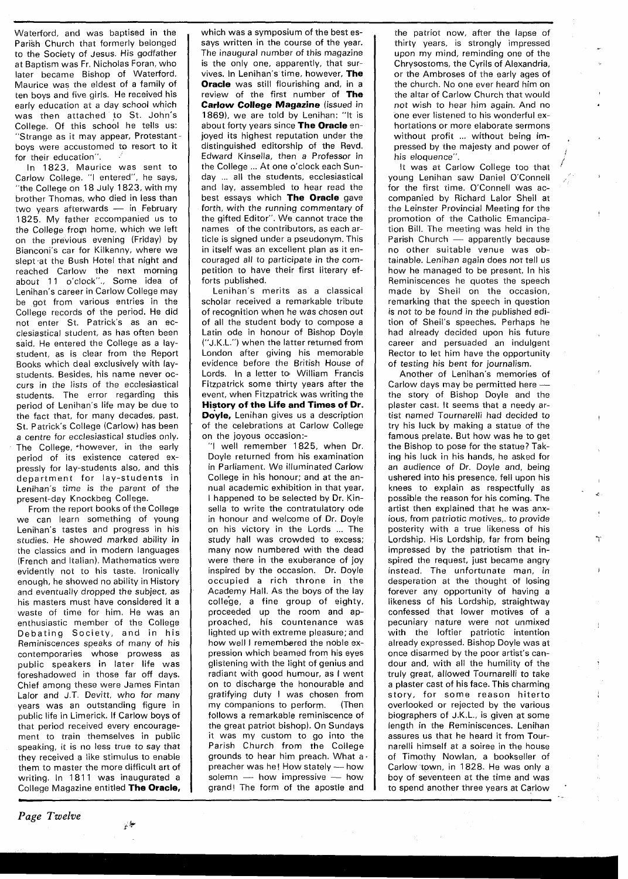Waterford, and was baptised in the Parish Church that formerly belonged to the Society of Jesus. His godfather at Baptism was Fr. Nicholas Foran, who later became Bishop of Waterford. Maurice was the eldest of a family of ten boys and five girls. He received his early education at a day school which was then attached to St. John's College. Of this school he tells us: "Strange as it may appear, Protestant boys were accustomed to resort to it for their education".

In 1823, Maurice was sent to Carlow College. "I entered", he says, "the College on 18 July 1823, with my brother Thomas, who died in less than two years afterwards — in February 1825. My father accompanied us to the College from home, which we left on the previous evening (Friday) by Bianconi's car for Kilkenny, where we slept at the Bush Hotel that night and reached Carlow the next morning about 11 o'clock". Some idea of Lenihan's career in Carlow College may be got from various entries in the College records of the period. He did not enter St. Patrick's as an ecclesiastical student, as has often been said. He entered the College as a lay-student, as is clear from the Report Books which deal exclusively with lay-students. Besides, his name never occurs in the lists of the ecclesiastical students. The error regarding this period of Lenihan's life may be due to the fact that, for many decades, past, St. Patrick's College (Carlow) has been a centre for ecclesiastical studies only. The College, however, in the early period of its existence catered expressly for lay-students also, and this department for lay-students in Lenihan's time is the parent of the present-day Knockbeg College.

From the report books of the College we can learn something of young Lenihan's tastes and progress in his studies. He showed marked ability in the classics and in modern languages (French and Italian). Mathematics were evidently not to his taste. Ironically enough, he showed no ability in History and eventually dropped the subject, as his masters must have considered it a waste of time for him. He was an enthusiastic member of the College Debating Society, and in his Reminiscences speaks of many of his contemporaries whose prowess as public speakers in later life was foreshadowed in those far off days. Chief among these were James Fintan Lalor and J.T. Devitt, who for many years was an outstanding figure in public life in Limerick. If Carlow boys of that period received every encouragement to train themselves in public speaking, it is no less true to say that they received a like stimulus to enable them to master the more difficult art of writing. In 1811 was inaugurated a College Magazine entitled **The Oracle**, which was a symposium of the best essays written in the course of the year. The inaugural number of this magazine is the only one, apparently, that survives. In Lenihan's time, however, **The Oracle** was still flourishing and, in a review of the first number of **The Carlow College Magazine** (issued in 1869), we are told by Lenihan: "It is about forty years since **The Oracle** enjoyed its highest reputation under the distinguished editorship of the Revd. Edward Kinsella, then a Professor in the College ... At one o'clock each Sunday ... all the students, ecclesiastical and lay, assembled to hear read the best essays which **The Oracle** gave forth, with the running commentary of the gifted Editor". We cannot trace the names of the contributors, as each article is signed under a pseudonym. This in itself was an excellent plan as it encouraged all to participate in the competition to have their first literary efforts published.

Lenihan's merits as a classical scholar received a remarkable tribute of recognition when he was chosen out of all the student body to compose a Latin ode in honour of Bishop Doyle ("J.K.L.") when the latter returned from London after giving his memorable evidence before the British House of Lords. In a letter to William Francis Fitzpatrick some thirty years after the event, when Fitzpatrick was writing the **History of the Life and Times of Dr. Doyle,** Lenihan gives us a description of the celebrations at Carlow College on the joyous occasion:-

"I well remember 1825, when Dr. Doyle returned from his examination in Parliament. We illuminated Carlow College in his honour; and at the annual academic exhibition in that year, I happened to be selected by Dr. Kinsella to write the contratulatory ode in honour and welcome of Dr. Doyle on his victory in the Lords ... The study hall was crowded to excess; many now numbered with the dead were there in the exuberance of joy inspired by the occasion. Dr. Doyle occupied a rich throne in the Academy Hall. As the boys of the lay college, a fine group of eighty, proceeded up the room and approached, his countenance was lighted up with extreme pleasure; and how well I remembered the noble expression which beamed from his eyes glistening with the light of genius and radiant with good humour, as I went on to discharge the honourable and gratifying duty I was chosen from my companions to perform. (Then follows a remarkable reminiscence of the great patriot bishop). On Sundays it was my custom to go into the Parish Church from the College grounds to hear him preach. What a preacher was he! How stately — how solemn — how impressive — how grand! The form of the apostle and the patriot now, after the lapse of thirty years, is strongly impressed upon my mind, reminding one of the Chrysostoms, the Cyrils of Alexandria, or the Ambroses of the early ages of the church. No one ever heard him on the altar of Carlow Church that would not wish to hear him again. And no one ever listened to his wonderful exhortations or more elaborate sermons without profit ... without being impressed by the majesty and power of his eloquence".

It was at Carlow College too that young Lenihan saw Daniel O'Connell for the first time. O'Connell was accompanied by Richard Lalor Sheil at the Leinster Provincial Meeting for the promotion of the Catholic Emancipation Bill. The meeting was held in the Parish Church — apparently because no other suitable venue was obtainable. Lenihan again does not tell us how he managed to be present. In his Reminiscences he quotes the speech made by Sheil on the occasion, remarking that the speech in question is not to be found in the published edition of Sheil's speeches. Perhaps he had already decided upon his future career and persuaded an indulgent Rector to let him have the opportunity of testing his bent for journalism.

Another of Lenihan's memories of Carlow days may be permitted here — the story of Bishop Doyle and the plaster cast. It seems that a needy artist named Tournarelli had decided to try his luck by making a statue of the famous prelate. But how was he to get the Bishop to pose for the statue? Taking his luck in his hands, he asked for an audience of Dr. Doyle and, being ushered into his presence, fell upon his knees to explain as respectfully as possible the reason for his coming. The artist then explained that he was anxious, from patriotic motives, to provide posterity with a true likeness of his Lordship. His Lordship, far from being impressed by the patriotism that inspired the request, just became angry instead. The unfortunate man, in desperation at the thought of losing forever any opportunity of having a likeness of his Lordship, straightway confessed that lower motives of a pecuniary nature were not unmixed with the loftier patriotic intention already expressed. Bishop Doyle was at once disarmed by the poor artist's candour and, with all the humility of the truly great, allowed Tournarelli to take a plaster cast of his face. This charming story, for some reason hiterto overlooked or rejected by the various biographers of J.K.L., is given at some length in the Reminiscences. Lenihan assures us that he heard it from Tournarelli himself at a soiree in the house of Timothy Nowlan, a bookseller of Carlow town, in 1828. He was only a boy of seventeen at the time and was to spend another three years at Carlow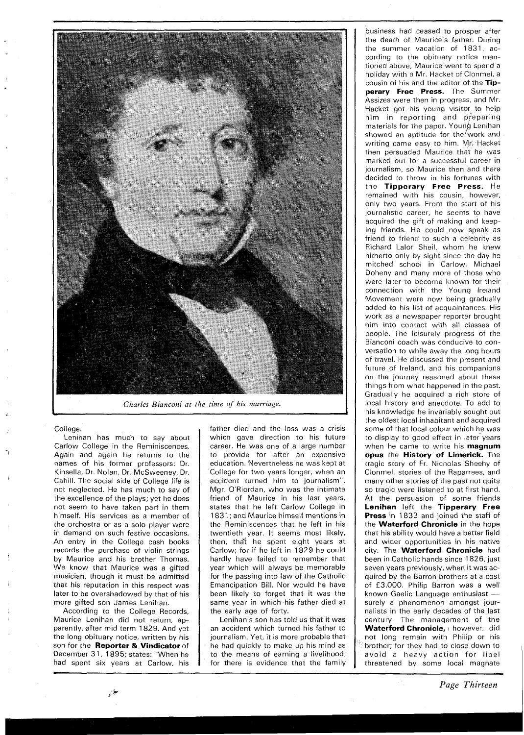*Charles Bianconi at the time of his marriage.*

College.

Lenihan has much to say about Carlow College in the Reminiscences. Again and again he returns to the names of his former professors: Dr. Kinsella, Dr. Nolan, Dr. McSweeney, Dr. Cahill. The social side of College life is not neglected. He has much to say of the excellence of the plays; yet he does not seem to have taken part in them himself. His services as a member of the orchestra or as a solo player were in demand on such festive occasions. An entry in the College cash books records the purchase of violin strings by Maurice and his brother Thomas. We know that Maurice was a gifted musician, though it must be admitted that his reputation in this respect was later to be overshadowed by that of his more gifted son James Lenihan.

According to the College Records, Maurice Lenihan did not return, apparently, after mid term 1829. And yet the long obituary notice, written by his son for the **Reporter & Vindicator** of December 31, 1895; states: "When he had spent six years at Carlow, his father died and the loss was a crisis which gave direction to his future career. He was one of a large number to provide for after an expensive education. Nevertheless he was kept at College for two years longer, when an accident turned him to journalism". Mgr. O'Riordan, who was the intimate friend of Maurice in his last years, states that he left Carlow College in 1831; and Maurice himself mentions in the Reminiscences that he left in his twentieth year. It seems most likely, then, that he spent eight years at Carlow; for if he left in 1829 he could hardly have failed to remember that year which will always be memorable for the passing into law of the Catholic Emancipation Bill. Nor would he have been likely to forget that it was the same year in which his father died at the early age of forty.

Lenihan's son has told us that it was an accident which turned his father to journalism. Yet, it is more probable that he had quickly to make up his mind as to the means of earning a livelihood; for there is evidence that the family business had ceased to prosper after the death of Maurice's father. During the summer vacation of 1831, according to the obituary notice mentioned above, Maurice went to spend a holiday with a Mr. Hacket of Clonmel, a cousin of his and the editor of the **Tipperary Free Press.** The Summer Assizes were then in progress, and Mr. Hacket got his young visitor to help him in reporting and preparing materials for the paper. Young Lenihan showed an aptitude for the work and writing came easy to him. Mr. Hacket then persuaded Maurice that he was marked out for a successful career in journalism, so Maurice then and there decided to throw in his fortunes with the **Tipperary Free Press.** He remained with his cousin, however, only two years. From the start of his journalistic career, he seems to have acquired the gift of making and keeping friends. He could now speak as friend to friend to such a celebrity as Richard Lalor Sheil, whom he knew hitherto only by sight since the day he mitched school in Carlow. Michael Doheny and many more of those who were later to become known for their connection with the Young Ireland Movement were now being gradually added to his list of acquaintances. His work as a newspaper reporter brought him into contact with all classes of people. The leisurely progress of the Bianconi coach was conducive to conversation to while away the long hours of travel. He discussed the present and future of Ireland, and his companions on the journey reasoned about these things from what happened in the past. Gradually he acquired a rich store of local history and anecdote. To add to his knowledge he invariably sought out the oldest local inhabitant and acquired some of that local colour which he was to display to good effect in later years when he came to write his **magnum opus** the **History of Limerick.** The tragic story of Fr. Nicholas Sheehy of Clonmel, stories of the Rapparees, and many other stories of the past not quite so tragic were listened to at first hand. At the persuasion of some friends **Lenihan** left the **Tipperary Free Press** in 1833 and joined the staff of the **Waterford Chronicle** in the hope that his ability would have a better field and wider opportunities in his native city. The **Waterford Chronicle** had been in Catholic hands since 1826, just seven years previously, when it was acquired by the Barron brothers at a cost of £3,000. Philip Barron was a well known Gaelic Language enthusiast — surely a phenomenon amongst journalists in the early decades of the last century. The management of the **Waterford Chronicle,** however, did not long remain with Philip or his brother; for they had to close down to avoid a heavy action for libel threatened by some local magnate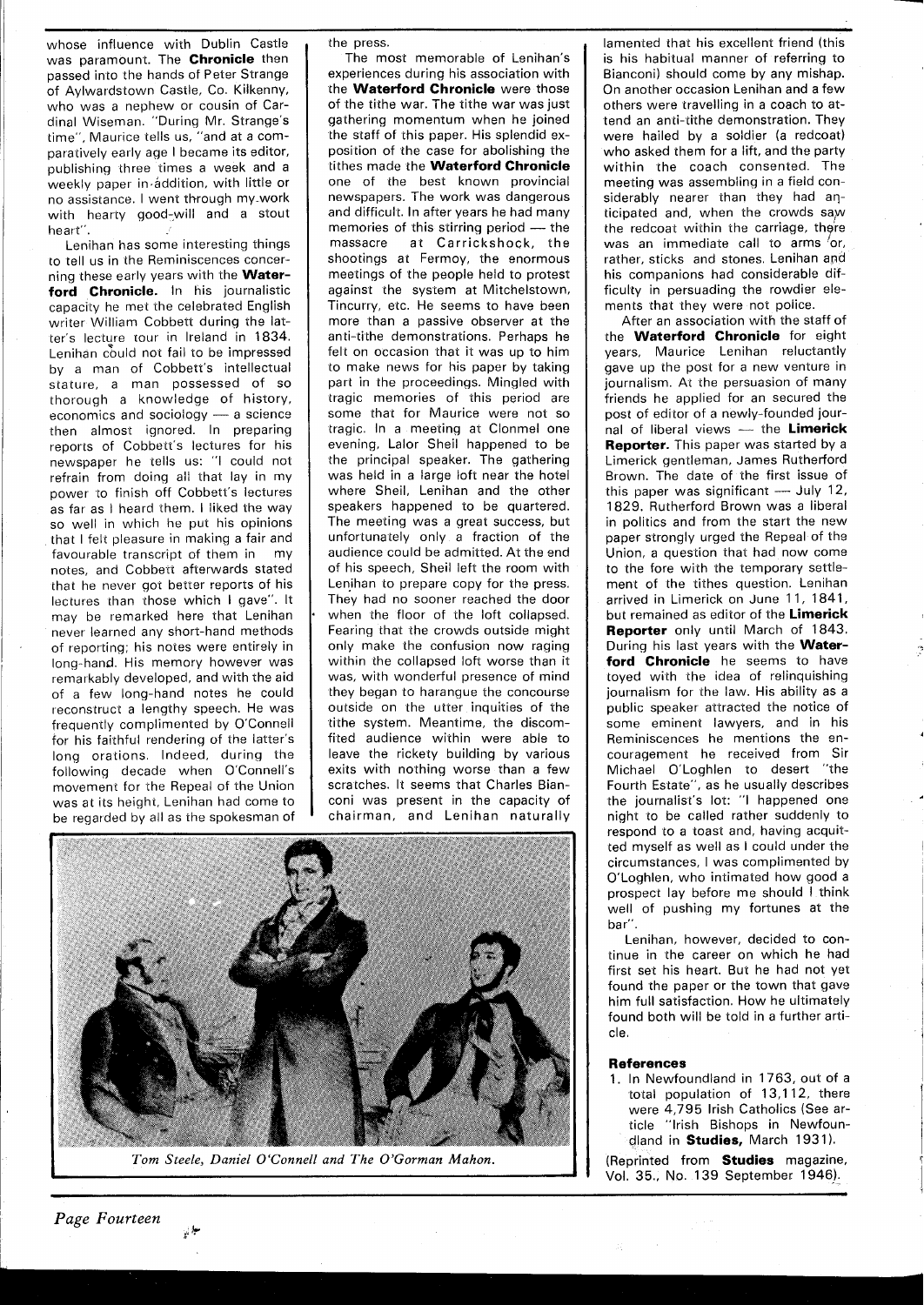whose influence with Dublin Castle was paramount. The **Chronicle** then passed into the hands of Peter Strange of Aylwardstown Castle, Co. Kilkenny, who was a nephew or cousin of Cardinal Wiseman. "During Mr. Strange's time", Maurice tells us, "and at a comparatively early age I became its editor, publishing three times a week and a weekly paper in addition, with little or no assistance. I went through my work with hearty good-will and a stout heart".

Lenihan has some interesting things to tell us in the Reminiscences concerning these early years with the **Waterford Chronicle.** In his journalistic capacity he met the celebrated English writer William Cobbett during the latter's lecture tour in Ireland in 1834. Lenihan could not fail to be impressed by a man of Cobbett's intellectual stature, a man possessed of so thorough a knowledge of history, economics and sociology — a science then almost ignored. In preparing reports of Cobbett's lectures for his newspaper he tells us: "I could not refrain from doing all that lay in my power to finish off Cobbett's lectures as far as I heard them. I liked the way so well in which he put his opinions that I felt pleasure in making a fair and favourable transcript of them in my notes, and Cobbett afterwards stated that he never got better reports of his lectures than those which I gave". It may be remarked here that Lenihan never learned any short-hand methods of reporting; his notes were entirely in long-hand. His memory however was remarkably developed, and with the aid of a few long-hand notes he could reconstruct a lengthy speech. He was frequently complimented by O'Connell for his faithful rendering of the latter's long orations. Indeed, during the following decade when O'Connell's movement for the Repeal of the Union was at its height, Lenihan had come to be regarded by all as the spokesman of the press.

The most memorable of Lenihan's experiences during his association with the **Waterford Chronicle** were those of the tithe war. The tithe war was just gathering momentum when he joined the staff of this paper. His splendid exposition of the case for abolishing the tithes made the **Waterford Chronicle** one of the best known provincial newspapers. The work was dangerous and difficult. In after years he had many memories of this stirring period — the massacre at Carrickshock, the shootings at Fermoy, the enormous meetings of the people held to protest against the system at Mitchelstown, Tincurry, etc. He seems to have been more than a passive observer at the anti-tithe demonstrations. Perhaps he felt on occasion that it was up to him to make news for his paper by taking part in the proceedings. Mingled with tragic memories of this period are some that for Maurice were not so tragic. In a meeting at Clonmel one evening, Lalor Sheil happened to be the principal speaker. The gathering was held in a large loft near the hotel where Sheil, Lenihan and the other speakers happened to be quartered. The meeting was a great success, but unfortunately only a fraction of the audience could be admitted. At the end of his speech, Sheil left the room with Lenihan to prepare copy for the press. They had no sooner reached the door when the floor of the loft collapsed. Fearing that the crowds outside might only make the confusion now raging within the collapsed loft worse than it was, with wonderful presence of mind they began to harangue the concourse outside on the utter inquities of the tithe system. Meantime, the discomfited audience within were able to leave the rickety building by various exits with nothing worse than a few scratches. It seems that Charles Bianconi was present in the capacity of chairman, and Lenihan naturally lamented that his excellent friend (this is his habitual manner of referring to Bianconi) should come by any mishap. On another occasion Lenihan and a few others were travelling in a coach to attend an anti-tithe demonstration. They were hailed by a soldier (a redcoat) who asked them for a lift, and the party within the coach consented. The meeting was assembling in a field considerably nearer than they had anticipated and, when the crowds saw the redcoat within the carriage, there was an immediate call to arms or, rather, sticks and stones. Lenihan and his companions had considerable difficulty in persuading the rowdier elements that they were not police.

After an association with the staff of the **Waterford Chronicle** for eight years, Maurice Lenihan reluctantly gave up the post for a new venture in journalism. At the persuasion of many friends he applied for an secured the post of editor of a newly-founded journal of liberal views — the **Limerick Reporter.** This paper was started by a Limerick gentleman, James Rutherford Brown. The date of the first issue of this paper was significant — July 12, 1829. Rutherford Brown was a liberal in politics and from the start the new paper strongly urged the Repeal of the Union, a question that had now come to the fore with the temporary settlement of the tithes question. Lenihan arrived in Limerick on June 11, 1841, but remained as editor of the **Limerick Reporter** only until March of 1843. During his last years with the **Waterford Chronicle** he seems to have toyed with the idea of relinquishing journalism for the law. His ability as a public speaker attracted the notice of some eminent lawyers, and in his Reminiscences he mentions the encouragement he received from Sir Michael O'Loghlen to desert "the Fourth Estate", as he usually describes the journalist's lot: "I happened one night to be called rather suddenly to respond to a toast and, having acquitted myself as well as I could under the circumstances, I was complimented by O'Loghlen, who intimated how good a prospect lay before me should I think well of pushing my fortunes at the bar".

Lenihan, however, decided to continue in the career on which he had first set his heart. But he had not yet found the paper or the town that gave him full satisfaction. How he ultimately found both will be told in a further article.

*Tom Steele, Daniel O'Connell and The O'Gorman Mahon.*

### References

1. In Newfoundland in 1763, out of a total population of 13,112, there were 4,795 Irish Catholics (See article "Irish Bishops in Newfoundland in **Studies,** March 1931).

(Reprinted from **Studies** magazine, Vol. 35., No. 139 September 1946).